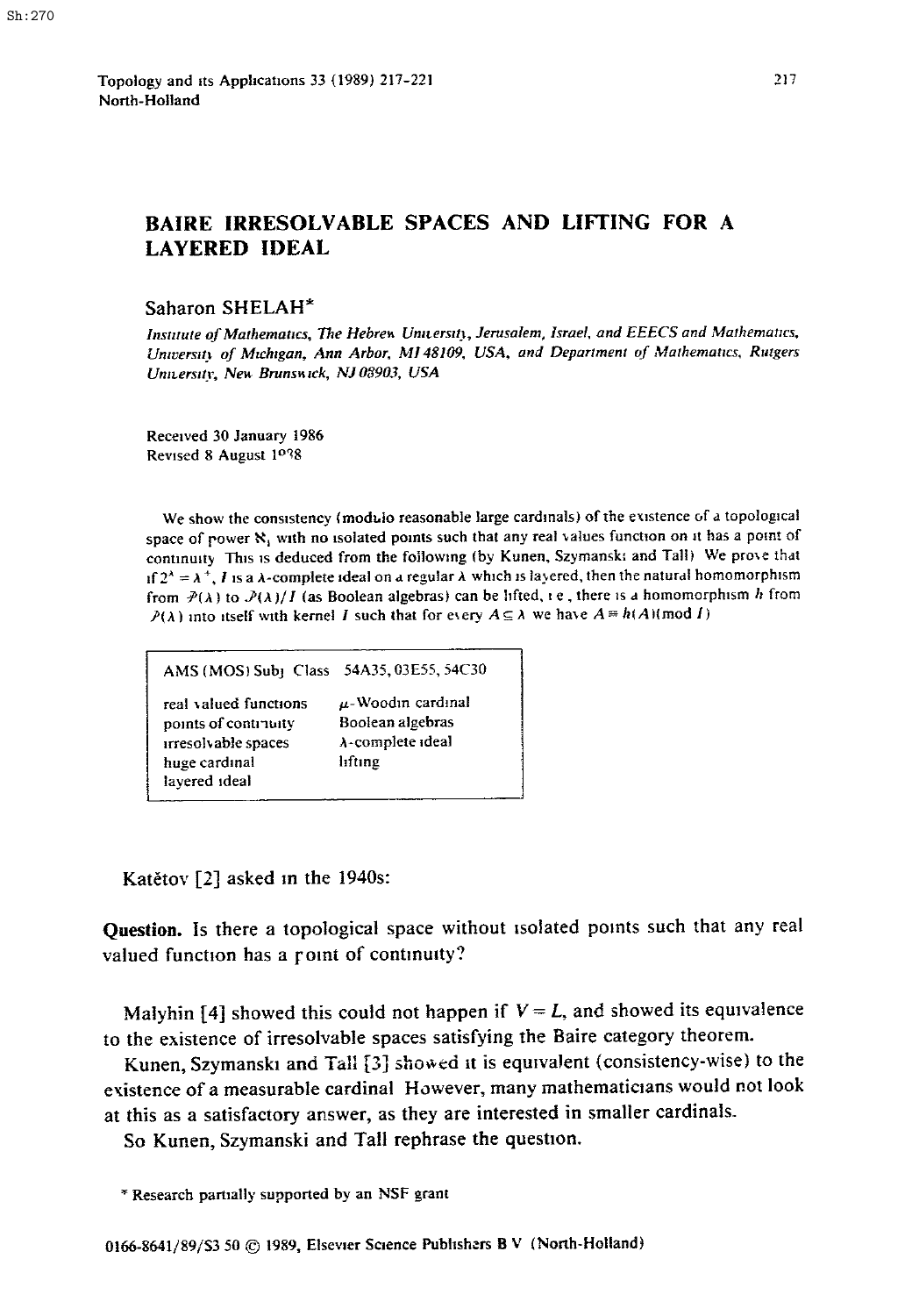# BAIRE IRRESOLVABLE SPACES AND LIFTING FOR A LAYERED IDEAL

Saharon SHELAH*

*Institute of Mathematics, The Hebrew University, Jerusalem, Israel, and EECS and Mathematics, University of Michigan, Ann Arbor, MI 48109, USA, and Department of Mathematics, Rutgers University, New Brunswick, NJ 08903, USA*

Received 30 January 1986
Revised 8 August 1988

We show the consistency (modulo reasonable large cardinals) of the existence of a topological space of power $\aleph_1$ with no isolated points such that any real values function on it has a point of continuity. This is deduced from the following (by Kunen, Szymanski and Tall). We prove that if $2^\lambda = \lambda^+$, $I$ is a $\lambda$-complete ideal on a regular $\lambda$ which is layered, then the natural homomorphism from $\mathcal{P}(\lambda)$ to $\mathcal{P}(\lambda)/I$ (as Boolean algebras) can be lifted, i.e., there is a homomorphism $h$ from $\mathcal{P}(\lambda)$ into itself with kernel $I$ such that for every $A \subseteq \lambda$ we have $A \equiv h(A) (\text{mod } I)$.

AMS (MOS) Subj. Class. 54A35, 03E55, 54C30

| | |
|---|---|
| real valued functions | $\mu$-Woodin cardinal |
| points of continuity | Boolean algebras |
| irresolvable spaces | $\lambda$-complete ideal |
| huge cardinal | lifting |
| layered ideal | |

Katětov [2] asked in the 1940s:

**Question.** Is there a topological space without isolated points such that any real valued function has a point of continuity?

Malyhin [4] showed this could not happen if $V = L$, and showed its equivalence to the existence of irresolvable spaces satisfying the Baire category theorem.

Kunen, Szymanski and Tall [3] showed it is equivalent (consistency-wise) to the existence of a measurable cardinal. However, many mathematicians would not look at this as a satisfactory answer, as they are interested in smaller cardinals.

So Kunen, Szymanski and Tall rephrase the question.

\* Research partially supported by an NSF grant.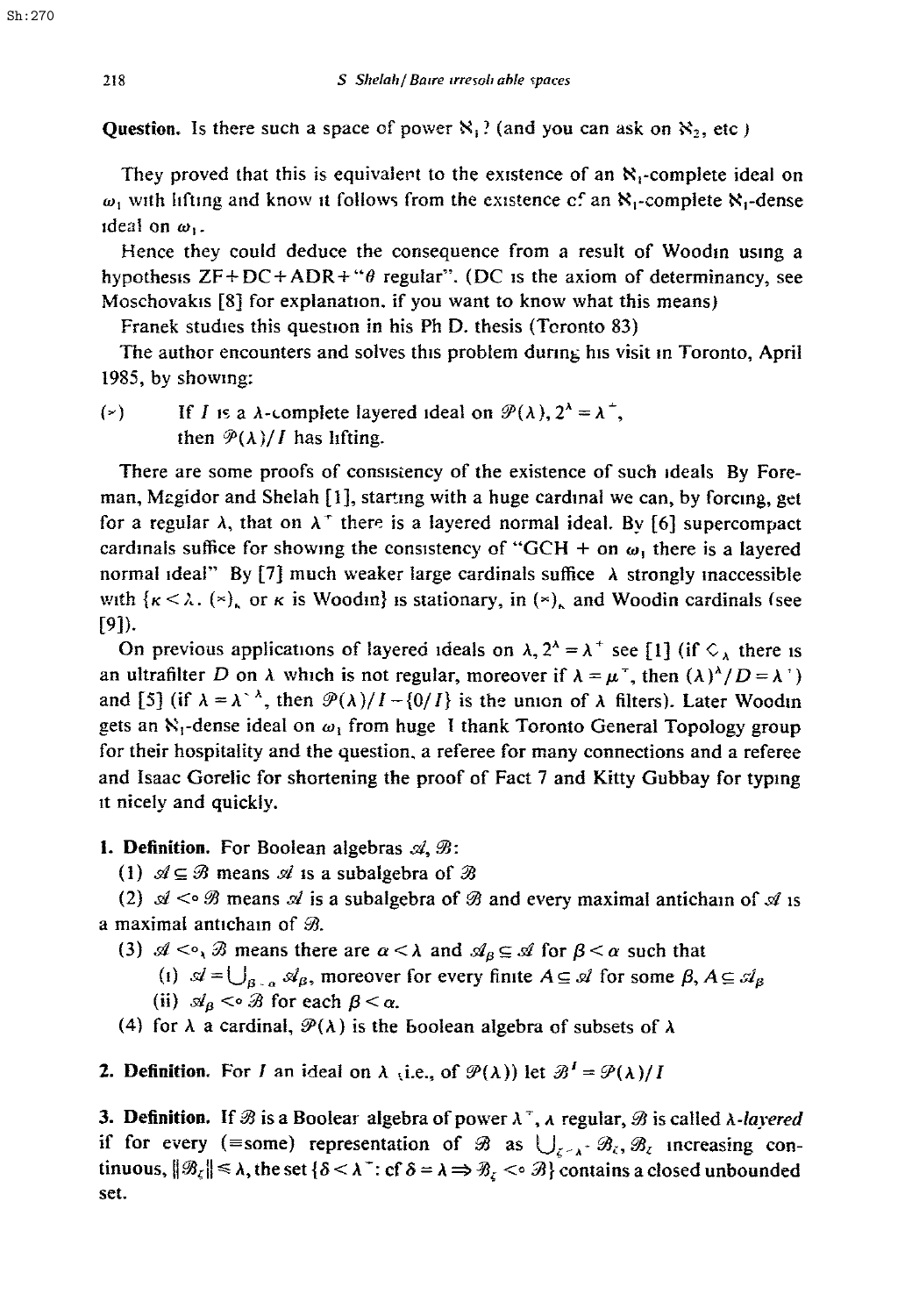**Question.** Is there such a space of power $\aleph_1$? (and you can ask on $\aleph_2$, etc.)

They proved that this is equivalent to the existence of an $\aleph_1$-complete ideal on $\omega_1$ with lifting and know it follows from the existence of an $\aleph_1$-complete $\aleph_1$-dense ideal on $\omega_1$.

Hence they could deduce the consequence from a result of Woodin using a hypothesis ZF+DC+ADR+"$\theta$ regular". (DC is the axiom of determinancy, see Moschovakis [8] for explanation, if you want to know what this means)

Franek studies this question in his Ph.D. thesis (Toronto 83)

The author encounters and solves this problem during his visit in Toronto, April 1985, by showing:

(*) If $I$ is a $\lambda$-complete layered ideal on $\mathscr{P}(\lambda)$, $2^\lambda = \lambda^+$, then $\mathscr{P}(\lambda)/I$ has lifting.

There are some proofs of consistency of the existence of such ideals By Foreman, Magidor and Shelah [1], starting with a huge cardinal we can, by forcing, get for a regular $\lambda$, that on $\lambda^+$ there is a layered normal ideal. By [6] supercompact cardinals suffice for showing the consistency of "GCH + on $\omega_1$ there is a layered normal ideal" By [7] much weaker large cardinals suffice $\lambda$ strongly inaccessible with $\{\kappa < \lambda: (*)_\kappa$ or $\kappa$ is Woodin$\}$ is stationary, in $(*)_\kappa$ and Woodin cardinals (see [9]).

On previous applications of layered ideals on $\lambda, 2^\lambda = \lambda^+$ see [1] (if $\diamondsuit_\lambda$ there is an ultrafilter $D$ on $\lambda$ which is not regular, moreover if $\lambda = \mu^+$, then $(\lambda)^\lambda/D = \lambda^+$) and [5] (if $\lambda = \lambda^{<\lambda}$, then $\mathscr{P}(\lambda)/I - \{0/I\}$ is the union of $\lambda$ filters). Later Woodin gets an $\aleph_1$-dense ideal on $\omega_1$ from huge I thank Toronto General Topology group for their hospitality and the question, a referee for many connections and a referee and Isaac Gorelic for shortening the proof of Fact 7 and Kitty Gubbay for typing it nicely and quickly.

**1. Definition.** For Boolean algebras $\mathscr{A}, \mathscr{B}$:

(1) $\mathscr{A} \subseteq \mathscr{B}$ means $\mathscr{A}$ is a subalgebra of $\mathscr{B}$

(2) $\mathscr{A} <\circ \mathscr{B}$ means $\mathscr{A}$ is a subalgebra of $\mathscr{B}$ and every maximal antichain of $\mathscr{A}$ is a maximal antichain of $\mathscr{B}$.

(3) $\mathscr{A} <\circ_\lambda \mathscr{B}$ means there are $\alpha < \lambda$ and $\mathscr{A}_\beta \subseteq \mathscr{A}$ for $\beta < \alpha$ such that

  (i) $\mathscr{A} = \bigcup_{\beta<\alpha} \mathscr{A}_\beta$, moreover for every finite $A \subseteq \mathscr{A}$ for some $\beta$, $A \subseteq \mathscr{A}_\beta$

  (ii) $\mathscr{A}_\beta <\circ \mathscr{B}$ for each $\beta < \alpha$.

(4) for $\lambda$ a cardinal, $\mathscr{P}(\lambda)$ is the Boolean algebra of subsets of $\lambda$

**2. Definition.** For $I$ an ideal on $\lambda$ (i.e., of $\mathscr{P}(\lambda)$) let $\mathscr{B}^I = \mathscr{P}(\lambda)/I$

**3. Definition.** If $\mathscr{B}$ is a Boolean algebra of power $\lambda^+$, $\lambda$ regular, $\mathscr{B}$ is called *$\lambda$-layered* if for every (=some) representation of $\mathscr{B}$ as $\bigcup_{\zeta<\lambda^+} \mathscr{B}_\zeta$, $\mathscr{B}_\zeta$ increasing continuous, $\|\mathscr{B}_\zeta\| \leqslant \lambda$, the set $\{\delta < \lambda^+ : \mathrm{cf}\,\delta = \lambda \Rightarrow \mathscr{B}_\zeta <\circ \mathscr{B}\}$ contains a closed unbounded set.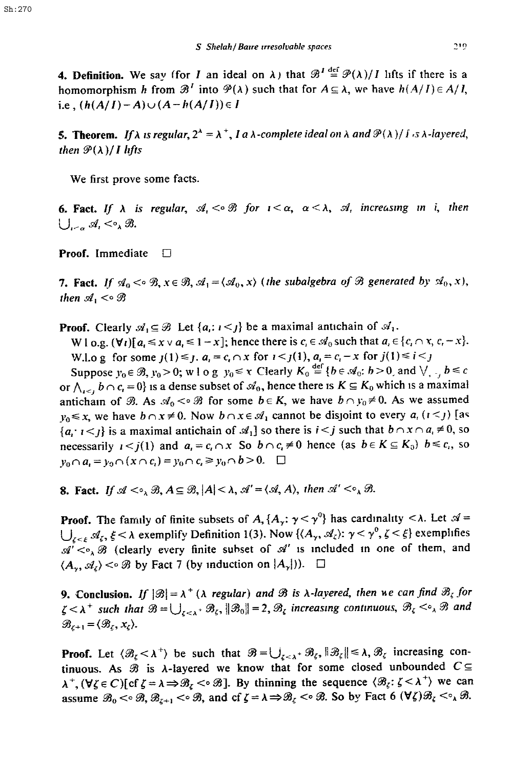**4. Definition.** We say (for $I$ an ideal on $\lambda$) that $\mathscr{B}^I \stackrel{\text{def}}{=} \mathscr{P}(\lambda)/I$ lifts if there is a homomorphism $h$ from $\mathscr{B}^I$ into $\mathscr{P}(\lambda)$ such that for $A \subseteq \lambda$, we have $h(A/I) \in A/I$, i.e., $(h(A/I) - A) \cup (A - h(A/I)) \in I$

**5. Theorem.** *If $\lambda$ is regular, $2^\lambda = \lambda^+$, $I$ a $\lambda$-complete ideal on $\lambda$ and $\mathscr{P}(\lambda)/I$ is $\lambda$-layered, then $\mathscr{P}(\lambda)/I$ lifts*

We first prove some facts.

**6. Fact.** *If $\lambda$ is regular, $\mathscr{A}_i <\circ \mathscr{B}$ for $i < \alpha$, $\alpha < \lambda$, $\mathscr{A}_i$ increasing in $i$, then $\bigcup_{i<\alpha} \mathscr{A}_i <\circ_\lambda \mathscr{B}$.*

**Proof.** Immediate $\square$

**7. Fact.** *If $\mathscr{A}_0 <\circ \mathscr{B}$, $x \in \mathscr{B}$, $\mathscr{A}_1 = \langle \mathscr{A}_0, x\rangle$ (the subalgebra of $\mathscr{B}$ generated by $\mathscr{A}_0, x$), then $\mathscr{A}_1 <\circ \mathscr{B}$*

**Proof.** Clearly $\mathscr{A}_1 \subseteq \mathscr{B}$ Let $\{a_i: i < j\}$ be a maximal antichain of $\mathscr{A}_1$.

W.l.o.g. $(\forall i)[a_i \leq x \vee a_i \leq 1 - x]$; hence there is $c_i \in \mathscr{A}_0$ such that $a_i \in \{c_i \cap x, c_i - x\}$.

W.l.o.g. for some $j(1) \leq j$, $a_i = c_i \cap x$ for $i < j(1)$, $a_i = c_i - x$ for $j(1) \leq i < j$

Suppose $y_0 \in \mathscr{B}$, $y_0 > 0$; w.l.o.g. $y_0 \leq x$ Clearly $K_0 \stackrel{\text{def}}{=} \{b \in \mathscr{A}_0: b > 0$ and $\bigvee_{i<j} b \leq c_i$ or $\bigwedge_{i<j} b \cap c_i = 0\}$ is a dense subset of $\mathscr{A}_0$, hence there is $K \subseteq K_0$ which is a maximal antichain of $\mathscr{B}$. As $\mathscr{A}_0 <\circ \mathscr{B}$ for some $b \in K$, we have $b \cap y_0 \neq 0$. As we assumed $y_0 \leq x$, we have $b \cap x \neq 0$. Now $b \cap x \in \mathscr{A}_1$ cannot be disjoint to every $a_i$ $(i < j)$ [as $\{a_i: i < j\}$ is a maximal antichain of $\mathscr{A}_1$] so there is $i < j$ such that $b \cap x \cap a_i \neq 0$, so necessarily $i < j(1)$ and $a_i = c_i \cap x$ So $b \cap c_i \neq 0$ hence (as $b \in K \subseteq K_0$) $b \leq c_i$, so $y_0 \cap a_i = y_0 \cap (x \cap c_i) = y_0 \cap c_i \geq y_0 \cap b > 0$. $\square$

**8. Fact.** *If $\mathscr{A} <\circ_\lambda \mathscr{B}$, $A \subseteq \mathscr{B}$, $|A| < \lambda$, $\mathscr{A}' = \langle \mathscr{A}, A\rangle$, then $\mathscr{A}' <\circ_\lambda \mathscr{B}$.*

**Proof.** The family of finite subsets of $A$, $\{A_\gamma: \gamma < \gamma^0\}$ has cardinality $< \lambda$. Let $\mathscr{A} = \bigcup_{\zeta<\xi} \mathscr{A}_\zeta$, $\xi < \lambda$ exemplify Definition 1(3). Now $\{\langle A_\gamma, \mathscr{A}_\zeta\rangle: \gamma < \gamma^0, \zeta < \xi\}$ exemplifies $\mathscr{A}' <\circ_\lambda \mathscr{B}$ (clearly every finite subset of $\mathscr{A}'$ is included in one of them, and $\langle A_\gamma, \mathscr{A}_\zeta\rangle <\circ \mathscr{B}$ by Fact 7 (by induction on $|A_\gamma|$)). $\square$

**9. Conclusion.** *If $|\mathscr{B}| = \lambda^+$ ($\lambda$ regular) and $\mathscr{B}$ is $\lambda$-layered, then we can find $\mathscr{B}_\zeta$ for $\zeta < \lambda^+$ such that $\mathscr{B} = \bigcup_{\zeta<\lambda^+} \mathscr{B}_\zeta$, $\|\mathscr{B}_0\| = 2$, $\mathscr{B}_\zeta$ increasing continuous, $\mathscr{B}_\zeta <\circ_\lambda \mathscr{B}$ and $\mathscr{B}_{\zeta+1} = \langle \mathscr{B}_\zeta, x_\zeta\rangle$.*

**Proof.** Let $\langle \mathscr{B}_\zeta < \lambda^+\rangle$ be such that $\mathscr{B} = \bigcup_{\zeta<\lambda^+} \mathscr{B}_\zeta$, $\|\mathscr{B}_\zeta\| \leq \lambda$, $\mathscr{B}_\zeta$ increasing continuous. As $\mathscr{B}$ is $\lambda$-layered we know that for some closed unbounded $C \subseteq \lambda^+$, $(\forall \zeta \in C)[\mathrm{cf}\, \zeta = \lambda \Rightarrow \mathscr{B}_\zeta <\circ \mathscr{B}]$. By thinning the sequence $\langle \mathscr{B}_\zeta: \zeta < \lambda^+\rangle$ we can assume $\mathscr{B}_0 <\circ \mathscr{B}$, $\mathscr{B}_{\zeta+1} <\circ \mathscr{B}$, and $\mathrm{cf}\, \zeta = \lambda \Rightarrow \mathscr{B}_\zeta <\circ \mathscr{B}$. So by Fact 6 $(\forall \zeta) \mathscr{B}_\zeta <\circ_\lambda \mathscr{B}$.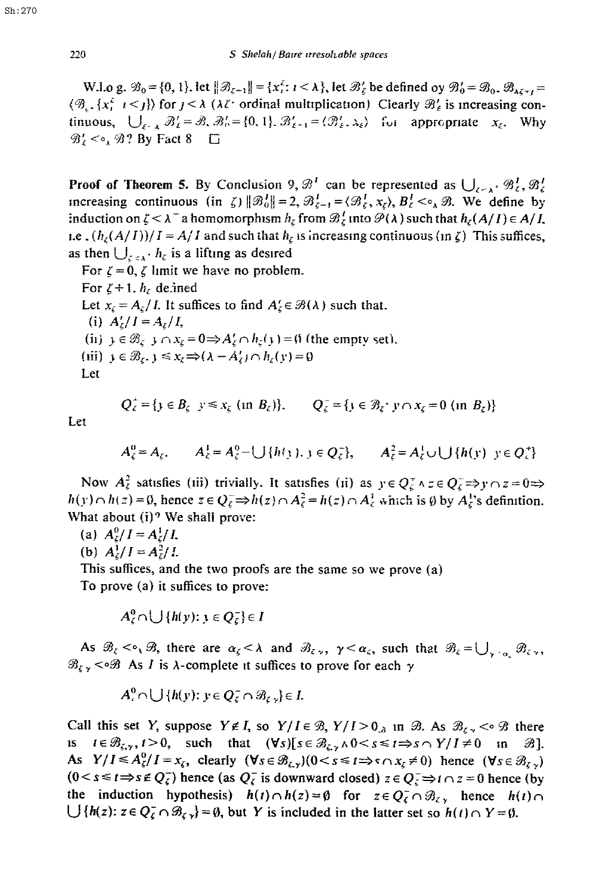W.l.o g. $\mathcal{B}_0 = \{0, 1\}$. let $\|\mathcal{B}_{\zeta-1}\| = \{x_i^\zeta : i < \lambda\}$, let $\mathcal{B}'_\xi$ be defined by $\mathcal{B}'_0 = \mathcal{B}_0$. $\mathcal{B}_{\lambda\zeta+j} = \langle \mathcal{B}_\zeta, \{x_i^\zeta \; i < j\}\rangle$ for $j < \lambda$ ($\lambda\zeta$ ordinal multiplication) Clearly $\mathcal{B}'_\xi$ is increasing continuous, $\bigcup_{\xi<\lambda} \mathcal{B}'_\xi = \mathcal{B}$. $\mathcal{B}'_0 = \{0, 1\}$. $\mathcal{B}'_{\xi+1} = \langle \mathcal{B}'_\xi, x_\xi\rangle$ for appropriate $x_\xi$. Why $\mathcal{B}'_\xi <\circ_\lambda \mathcal{B}$? By Fact 8 □

**Proof of Theorem 5.** By Conclusion 9, $\mathcal{B}'$ can be represented as $\bigcup_{\zeta<\lambda^-} \mathcal{B}^1_\zeta$, $\mathcal{B}^1_\zeta$ increasing continuous (in $\zeta$) $\|\mathcal{B}^1_0\| = 2$, $\mathcal{B}^1_{\zeta-1} = \langle \mathcal{B}^1_\zeta, x_\zeta\rangle$, $B^1_\zeta <\circ_\lambda \mathcal{B}$. We define by induction on $\zeta < \lambda^-$ a homomorphism $h_\zeta$ from $\mathcal{B}^1_\zeta$ into $\mathcal{P}(\lambda)$ such that $h_\zeta(A/I) \in A/I$. i.e., $(h_\zeta(A/I))/I = A/I$ and such that $h_\zeta$ is increasing continuous (in $\zeta$). This suffices, as then $\bigcup_{\zeta<\lambda^-} h_\zeta$ is a lifting as desired

For $\zeta = 0$, $\zeta$ limit we have no problem.

For $\zeta + 1$. $h_\zeta$ defined

Let $x_\zeta = A_\zeta/I$. It suffices to find $A'_\zeta \in \mathcal{B}(\lambda)$ such that.

(i) $A'_\zeta/I = A_\zeta/I$,

(ii) $y \in \mathcal{B}_\zeta \; y \cap x_\zeta = 0 \Rightarrow A'_\zeta \cap h_\zeta(y) = \emptyset$ (the empty set).

(iii) $y \in \mathcal{B}_\zeta . \; y \leqslant x_\zeta \Rightarrow (\lambda - A'_\zeta) \cap h_\zeta(y) = \emptyset$

Let

$$Q^+_\zeta = \{y \in B_\zeta \; y \leqslant x_\zeta \text{ (in } B_\zeta)\}, \qquad Q^-_\zeta = \{y \in \mathcal{B}_\zeta \cdot y \cap x_\zeta = 0 \text{ (in } B_\zeta)\}$$

Let

$$A^0_\zeta = A_\zeta. \qquad A^1_\zeta = A^0_\zeta - \bigcup\{h(y). \; y \in Q^-_\zeta\}, \qquad A^2_\zeta = A^1_\zeta \cup \bigcup\{h(y) \; y \in Q^+_\zeta\}$$

Now $A^2_\zeta$ satisfies (iii) trivially. It satisfies (ii) as $y \in Q^+_\zeta \wedge z \in Q^-_\zeta \Rightarrow y \cap z = 0 \Rightarrow h(y) \cap h(z) = \emptyset$, hence $z \in Q^-_\zeta \Rightarrow h(z) \cap A^2_\zeta = h(z) \cap A^1_\zeta$ which is $\emptyset$ by $A^1_\zeta$'s definition. What about (i)? We shall prove:

(a) $A^0_\zeta/I = A^1_\zeta/I$.

(b) $A^1_\zeta/I = A^2_\zeta/I$.

This suffices, and the two proofs are the same so we prove (a)

To prove (a) it suffices to prove:

$$A^0_\zeta \cap \bigcup\{h(y): y \in Q^-_\zeta\} \in I$$

As $\mathcal{B}_\zeta <\circ_\lambda \mathcal{B}$, there are $\alpha_\zeta < \lambda$ and $\mathcal{B}_{\zeta\gamma}$, $\gamma < \alpha_\zeta$, such that $\mathcal{B}_\zeta = \bigcup_{\gamma<\alpha_\zeta} \mathcal{B}_{\zeta\gamma}$, $\mathcal{B}_{\zeta\gamma} <\circ \mathcal{B}$ As $I$ is $\lambda$-complete it suffices to prove for each $\gamma$

$$A^0_\zeta \cap \bigcup\{h(y): y \in Q^-_\zeta \cap \mathcal{B}_{\zeta\gamma}\} \in I.$$

Call this set $Y$, suppose $Y \notin I$, so $Y/I \in \mathcal{B}$, $Y/I > 0_{\mathcal{B}}$ in $\mathcal{B}$. As $\mathcal{B}_{\zeta\gamma} <\circ \mathcal{B}$ there is $t \in \mathcal{B}_{\zeta,\gamma}$, $t > 0$, such that $(\forall s)[s \in \mathcal{B}_{\zeta,\gamma} \wedge 0 < s \leqslant t \Rightarrow s \cap Y/I \neq 0$ in $\mathcal{B}]$. As $Y/I \leqslant A^0_\zeta/I = x_\zeta$, clearly $(\forall s \in \mathcal{B}_{\zeta,\gamma})(0 < s \leqslant t \Rightarrow s \cap x_\zeta \neq 0)$ hence $(\forall s \in \mathcal{B}_{\zeta\gamma})$ $(0 < s \leqslant t \Rightarrow s \notin Q^-_\zeta)$ hence (as $Q^-_\zeta$ is downward closed) $z \in Q^-_\zeta \Rightarrow t \cap z = 0$ hence (by the induction hypothesis) $h(t) \cap h(z) = \emptyset$ for $z \in Q^-_\zeta \cap \mathcal{B}_{\zeta\gamma}$ hence $h(t) \cap \bigcup\{h(z): z \in Q^-_\zeta \cap \mathcal{B}_{\zeta\gamma}\} = \emptyset$, but $Y$ is included in the latter set so $h(t) \cap Y = \emptyset$.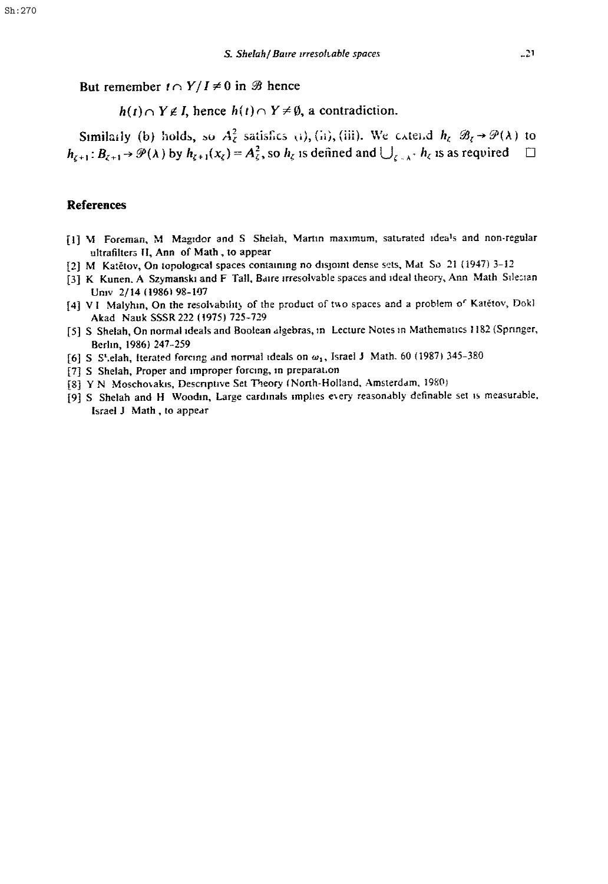But remember $t \cap Y/I \neq 0$ in $\mathscr{B}$ hence

$$h(t) \cap Y \notin I, \text{ hence } h(t) \cap Y \neq \emptyset, \text{ a contradiction.}$$

Similarly (b) holds, so $A^2_\zeta$ satisfies (i), (ii), (iii). We extend $h_\zeta$ $\mathscr{B}_\zeta \to \mathscr{P}(\lambda)$ to $h_{\zeta+1}: B_{\zeta+1} \to \mathscr{P}(\lambda)$ by $h_{\zeta+1}(x_\zeta) = A^2_\zeta$, so $h_\zeta$ is defined and $\bigcup_{\zeta<\lambda^+} h_\zeta$ is as required □

## References

[1] M Foreman, M Magidor and S Shelah, Martin maximum, saturated ideals and non-regular ultrafilters II, Ann of Math, to appear

[2] M Katětov, On topological spaces containing no disjoint dense sets, Mat Sb 21 (1947) 3-12

[3] K Kunen, A Szymanski and F Tall, Baire irresolvable spaces and ideal theory, Ann Math Silesian Univ 2/14 (1986) 98-107

[4] V I Malyhin, On the resolvability of the product of two spaces and a problem of Katětov, Dokl Akad Nauk SSSR 222 (1975) 725-729

[5] S Shelah, On normal ideals and Boolean algebras, in Lecture Notes in Mathematics 1182 (Springer, Berlin, 1986) 247-259

[6] S Shelah, Iterated forcing and normal ideals on $\omega_1$, Israel J Math. 60 (1987) 345-380

[7] S Shelah, Proper and improper forcing, in preparation

[8] Y N Moschovakis, Descriptive Set Theory (North-Holland, Amsterdam, 1980)

[9] S Shelah and H Woodin, Large cardinals implies every reasonably definable set is measurable, Israel J Math, to appear